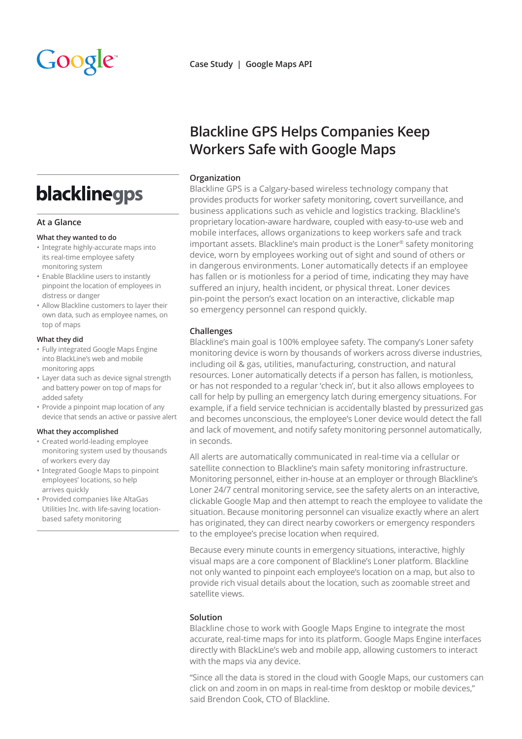Case Study | Google Maps API

# Blackline GPS Helps Companies Keep Workers Safe with Google Maps

**blacklinegps**

## At a Glance

### What they wanted to do

- Integrate highly-accurate maps into its real-time employee safety monitoring system
- Enable Blackline users to instantly pinpoint the location of employees in distress or danger
- Allow Blackline customers to layer their own data, such as employee names, on top of maps

### What they did

- Fully integrated Google Maps Engine into BlackLine's web and mobile monitoring apps
- Layer data such as device signal strength and battery power on top of maps for added safety
- Provide a pinpoint map location of any device that sends an active or passive alert

### What they accomplished

- Created world-leading employee monitoring system used by thousands of workers every day
- Integrated Google Maps to pinpoint employees' locations, so help arrives quickly
- Provided companies like AltaGas Utilities Inc. with life-saving location-based safety monitoring

## Organization

Blackline GPS is a Calgary-based wireless technology company that provides products for worker safety monitoring, covert surveillance, and business applications such as vehicle and logistics tracking. Blackline's proprietary location-aware hardware, coupled with easy-to-use web and mobile interfaces, allows organizations to keep workers safe and track important assets. Blackline's main product is the Loner® safety monitoring device, worn by employees working out of sight and sound of others or in dangerous environments. Loner automatically detects if an employee has fallen or is motionless for a period of time, indicating they may have suffered an injury, health incident, or physical threat. Loner devices pin-point the person's exact location on an interactive, clickable map so emergency personnel can respond quickly.

## Challenges

Blackline's main goal is 100% employee safety. The company's Loner safety monitoring device is worn by thousands of workers across diverse industries, including oil & gas, utilities, manufacturing, construction, and natural resources. Loner automatically detects if a person has fallen, is motionless, or has not responded to a regular 'check in', but it also allows employees to call for help by pulling an emergency latch during emergency situations. For example, if a field service technician is accidentally blasted by pressurized gas and becomes unconscious, the employee's Loner device would detect the fall and lack of movement, and notify safety monitoring personnel automatically, in seconds.

All alerts are automatically communicated in real-time via a cellular or satellite connection to Blackline's main safety monitoring infrastructure. Monitoring personnel, either in-house at an employer or through Blackline's Loner 24/7 central monitoring service, see the safety alerts on an interactive, clickable Google Map and then attempt to reach the employee to validate the situation. Because monitoring personnel can visualize exactly where an alert has originated, they can direct nearby coworkers or emergency responders to the employee's precise location when required.

Because every minute counts in emergency situations, interactive, highly visual maps are a core component of Blackline's Loner platform. Blackline not only wanted to pinpoint each employee's location on a map, but also to provide rich visual details about the location, such as zoomable street and satellite views.

## Solution

Blackline chose to work with Google Maps Engine to integrate the most accurate, real-time maps for into its platform. Google Maps Engine interfaces directly with BlackLine's web and mobile app, allowing customers to interact with the maps via any device.

"Since all the data is stored in the cloud with Google Maps, our customers can click on and zoom in on maps in real-time from desktop or mobile devices," said Brendon Cook, CTO of Blackline.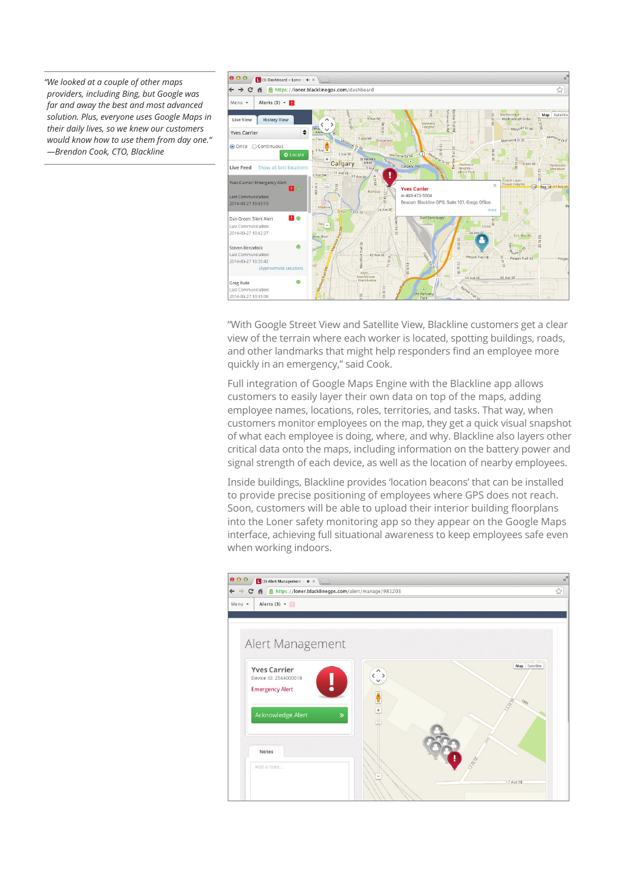*"We looked at a couple of other maps providers, including Bing, but Google was far and away the best and most advanced solution. Plus, everyone uses Google Maps in their daily lives, so we knew our customers would know how to use them from day one."*
*—Brendon Cook, CTO, Blackline*

"With Google Street View and Satellite View, Blackline customers get a clear view of the terrain where each worker is located, spotting buildings, roads, and other landmarks that might help responders find an employee more quickly in an emergency," said Cook.

Full integration of Google Maps Engine with the Blackline app allows customers to easily layer their own data on top of the maps, adding employee names, locations, roles, territories, and tasks. That way, when customers monitor employees on the map, they get a quick visual snapshot of what each employee is doing, where, and why. Blackline also layers other critical data onto the maps, including information on the battery power and signal strength of each device, as well as the location of nearby employees.

Inside buildings, Blackline provides 'location beacons' that can be installed to provide precise positioning of employees where GPS does not reach. Soon, customers will be able to upload their interior building floorplans into the Loner safety monitoring app so they appear on the Google Maps interface, achieving full situational awareness to keep employees safe even when working indoors.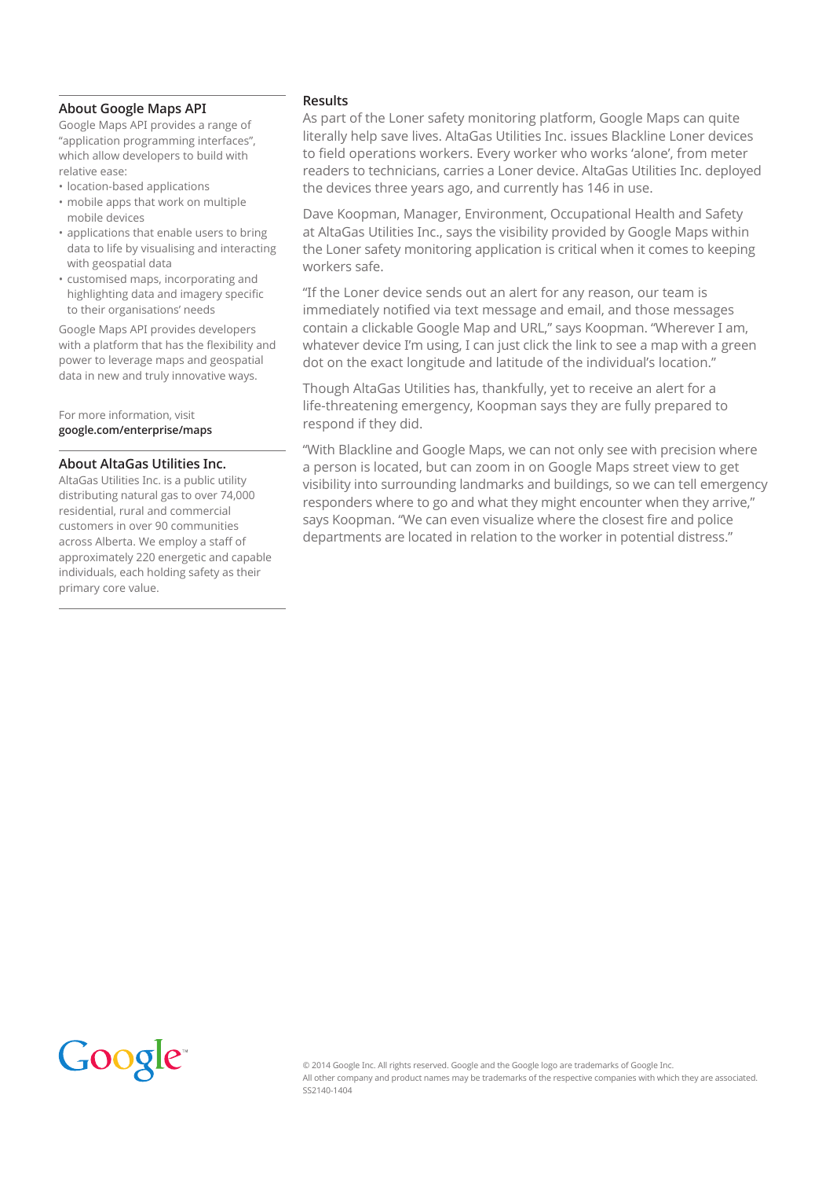## About Google Maps API

Google Maps API provides a range of "application programming interfaces", which allow developers to build with relative ease:

- location-based applications
- mobile apps that work on multiple mobile devices
- applications that enable users to bring data to life by visualising and interacting with geospatial data
- customised maps, incorporating and highlighting data and imagery specific to their organisations' needs

Google Maps API provides developers with a platform that has the flexibility and power to leverage maps and geospatial data in new and truly innovative ways.

For more information, visit
**google.com/enterprise/maps**

## About AltaGas Utilities Inc.

AltaGas Utilities Inc. is a public utility distributing natural gas to over 74,000 residential, rural and commercial customers in over 90 communities across Alberta. We employ a staff of approximately 220 energetic and capable individuals, each holding safety as their primary core value.

## Results

As part of the Loner safety monitoring platform, Google Maps can quite literally help save lives. AltaGas Utilities Inc. issues Blackline Loner devices to field operations workers. Every worker who works 'alone', from meter readers to technicians, carries a Loner device. AltaGas Utilities Inc. deployed the devices three years ago, and currently has 146 in use.

Dave Koopman, Manager, Environment, Occupational Health and Safety at AltaGas Utilities Inc., says the visibility provided by Google Maps within the Loner safety monitoring application is critical when it comes to keeping workers safe.

"If the Loner device sends out an alert for any reason, our team is immediately notified via text message and email, and those messages contain a clickable Google Map and URL," says Koopman. "Wherever I am, whatever device I'm using, I can just click the link to see a map with a green dot on the exact longitude and latitude of the individual's location."

Though AltaGas Utilities has, thankfully, yet to receive an alert for a life-threatening emergency, Koopman says they are fully prepared to respond if they did.

"With Blackline and Google Maps, we can not only see with precision where a person is located, but can zoom in on Google Maps street view to get visibility into surrounding landmarks and buildings, so we can tell emergency responders where to go and what they might encounter when they arrive," says Koopman. "We can even visualize where the closest fire and police departments are located in relation to the worker in potential distress."

Google™

© 2014 Google Inc. All rights reserved. Google and the Google logo are trademarks of Google Inc.
All other company and product names may be trademarks of the respective companies with which they are associated.
SS2140-1404